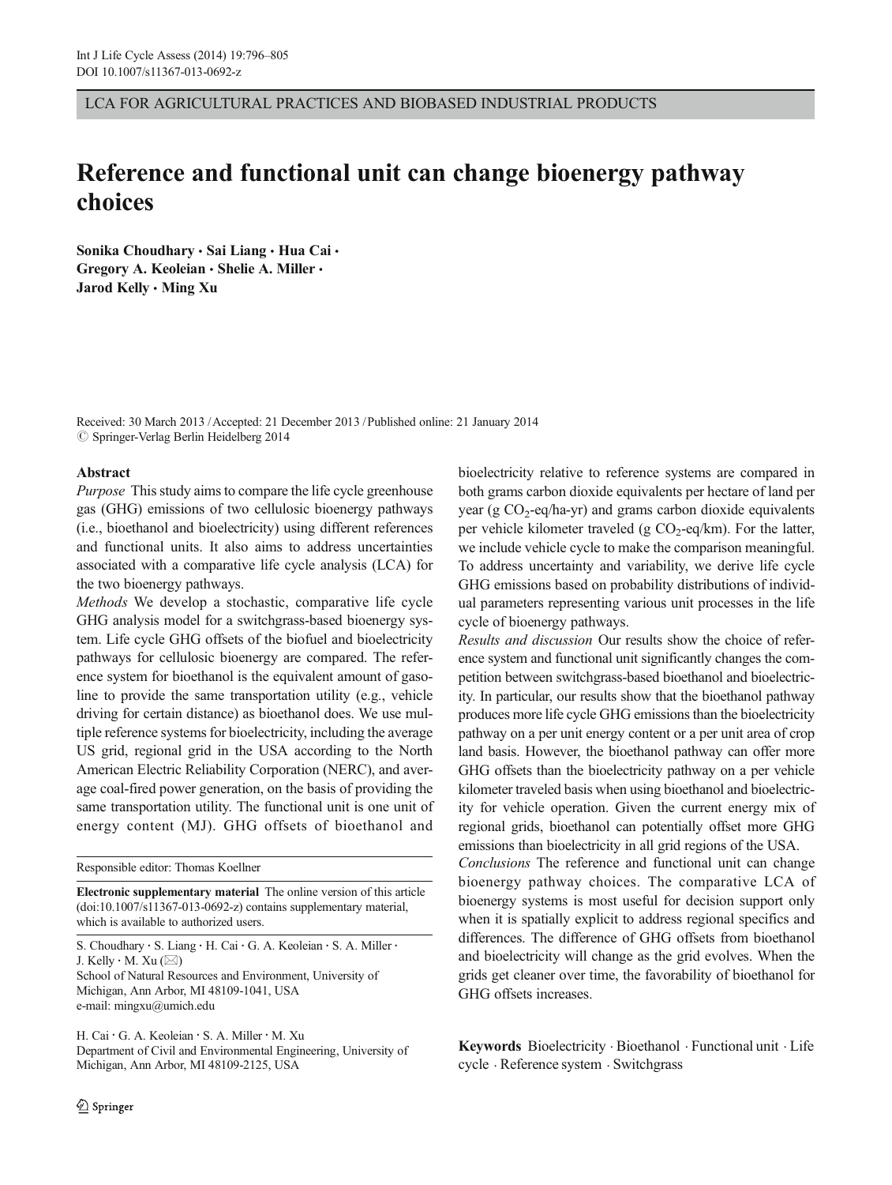LCA FOR AGRICULTURAL PRACTICES AND BIOBASED INDUSTRIAL PRODUCTS

# Reference and functional unit can change bioenergy pathway choices

**Sonika Choudhary · Sai Liang · Hua Cai · Gregory A. Keoleian · Shelie A. Miller · Jarod Kelly · Ming Xu**

Received: 30 March 2013 / Accepted: 21 December 2013 / Published online: 21 January 2014
© Springer-Verlag Berlin Heidelberg 2014

## Abstract

*Purpose* This study aims to compare the life cycle greenhouse gas (GHG) emissions of two cellulosic bioenergy pathways (i.e., bioethanol and bioelectricity) using different references and functional units. It also aims to address uncertainties associated with a comparative life cycle analysis (LCA) for the two bioenergy pathways.

*Methods* We develop a stochastic, comparative life cycle GHG analysis model for a switchgrass-based bioenergy system. Life cycle GHG offsets of the biofuel and bioelectricity pathways for cellulosic bioenergy are compared. The reference system for bioethanol is the equivalent amount of gasoline to provide the same transportation utility (e.g., vehicle driving for certain distance) as bioethanol does. We use multiple reference systems for bioelectricity, including the average US grid, regional grid in the USA according to the North American Electric Reliability Corporation (NERC), and average coal-fired power generation, on the basis of providing the same transportation utility. The functional unit is one unit of energy content (MJ). GHG offsets of bioethanol and bioelectricity relative to reference systems are compared in both grams carbon dioxide equivalents per hectare of land per year (g $CO_2$-eq/ha-yr) and grams carbon dioxide equivalents per vehicle kilometer traveled (g $CO_2$-eq/km). For the latter, we include vehicle cycle to make the comparison meaningful. To address uncertainty and variability, we derive life cycle GHG emissions based on probability distributions of individual parameters representing various unit processes in the life cycle of bioenergy pathways.

*Results and discussion* Our results show the choice of reference system and functional unit significantly changes the competition between switchgrass-based bioethanol and bioelectricity. In particular, our results show that the bioethanol pathway produces more life cycle GHG emissions than the bioelectricity pathway on a per unit energy content or a per unit area of crop land basis. However, the bioethanol pathway can offer more GHG offsets than the bioelectricity pathway on a per vehicle kilometer traveled basis when using bioethanol and bioelectricity for vehicle operation. Given the current energy mix of regional grids, bioethanol can potentially offset more GHG emissions than bioelectricity in all grid regions of the USA.

*Conclusions* The reference and functional unit can change bioenergy pathway choices. The comparative LCA of bioenergy systems is most useful for decision support only when it is spatially explicit to address regional specifics and differences. The difference of GHG offsets from bioethanol and bioelectricity will change as the grid evolves. When the grids get cleaner over time, the favorability of bioethanol for GHG offsets increases.

**Keywords** Bioelectricity · Bioethanol · Functional unit · Life cycle · Reference system · Switchgrass

---

Responsible editor: Thomas Koellner

**Electronic supplementary material** The online version of this article (doi:10.1007/s11367-013-0692-z) contains supplementary material, which is available to authorized users.

S. Choudhary · S. Liang · H. Cai · G. A. Keoleian · S. A. Miller · J. Kelly · M. Xu (✉)
School of Natural Resources and Environment, University of Michigan, Ann Arbor, MI 48109-1041, USA
e-mail: mingxu@umich.edu

H. Cai · G. A. Keoleian · S. A. Miller · M. Xu
Department of Civil and Environmental Engineering, University of Michigan, Ann Arbor, MI 48109-2125, USA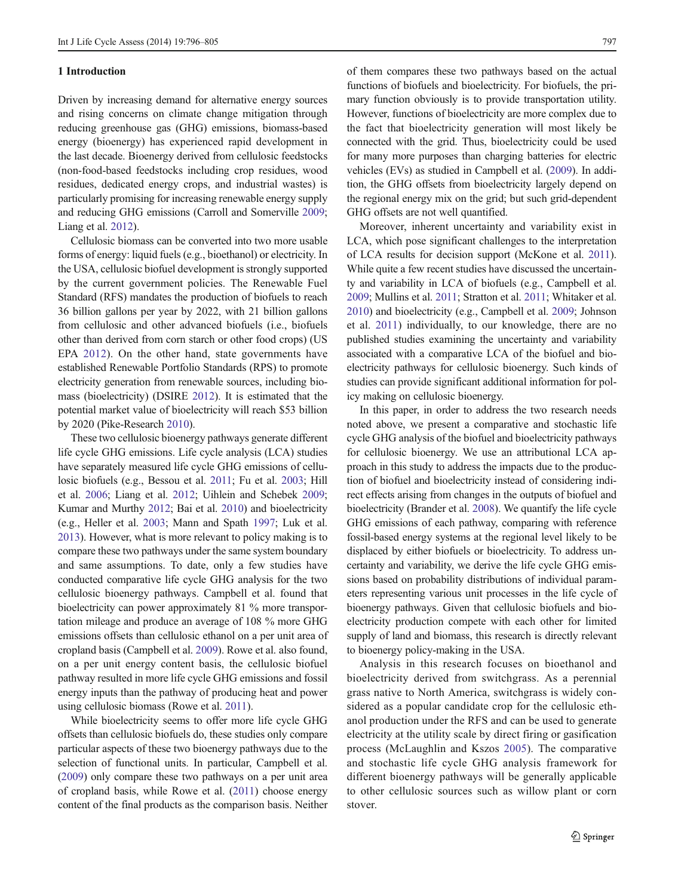## 1 Introduction

Driven by increasing demand for alternative energy sources and rising concerns on climate change mitigation through reducing greenhouse gas (GHG) emissions, biomass-based energy (bioenergy) has experienced rapid development in the last decade. Bioenergy derived from cellulosic feedstocks (non-food-based feedstocks including crop residues, wood residues, dedicated energy crops, and industrial wastes) is particularly promising for increasing renewable energy supply and reducing GHG emissions (Carroll and Somerville 2009; Liang et al. 2012).

Cellulosic biomass can be converted into two more usable forms of energy: liquid fuels (e.g., bioethanol) or electricity. In the USA, cellulosic biofuel development is strongly supported by the current government policies. The Renewable Fuel Standard (RFS) mandates the production of biofuels to reach 36 billion gallons per year by 2022, with 21 billion gallons from cellulosic and other advanced biofuels (i.e., biofuels other than derived from corn starch or other food crops) (US EPA 2012). On the other hand, state governments have established Renewable Portfolio Standards (RPS) to promote electricity generation from renewable sources, including biomass (bioelectricity) (DSIRE 2012). It is estimated that the potential market value of bioelectricity will reach \$53 billion by 2020 (Pike-Research 2010).

These two cellulosic bioenergy pathways generate different life cycle GHG emissions. Life cycle analysis (LCA) studies have separately measured life cycle GHG emissions of cellulosic biofuels (e.g., Bessou et al. 2011; Fu et al. 2003; Hill et al. 2006; Liang et al. 2012; Uihlein and Schebek 2009; Kumar and Murthy 2012; Bai et al. 2010) and bioelectricity (e.g., Heller et al. 2003; Mann and Spath 1997; Luk et al. 2013). However, what is more relevant to policy making is to compare these two pathways under the same system boundary and same assumptions. To date, only a few studies have conducted comparative life cycle GHG analysis for the two cellulosic bioenergy pathways. Campbell et al. found that bioelectricity can power approximately 81 % more transportation mileage and produce an average of 108 % more GHG emissions offsets than cellulosic ethanol on a per unit area of cropland basis (Campbell et al. 2009). Rowe et al. also found, on a per unit energy content basis, the cellulosic biofuel pathway resulted in more life cycle GHG emissions and fossil energy inputs than the pathway of producing heat and power using cellulosic biomass (Rowe et al. 2011).

While bioelectricity seems to offer more life cycle GHG offsets than cellulosic biofuels do, these studies only compare particular aspects of these two bioenergy pathways due to the selection of functional units. In particular, Campbell et al. (2009) only compare these two pathways on a per unit area of cropland basis, while Rowe et al. (2011) choose energy content of the final products as the comparison basis. Neither of them compares these two pathways based on the actual functions of biofuels and bioelectricity. For biofuels, the primary function obviously is to provide transportation utility. However, functions of bioelectricity are more complex due to the fact that bioelectricity generation will most likely be connected with the grid. Thus, bioelectricity could be used for many more purposes than charging batteries for electric vehicles (EVs) as studied in Campbell et al. (2009). In addition, the GHG offsets from bioelectricity largely depend on the regional energy mix on the grid; but such grid-dependent GHG offsets are not well quantified.

Moreover, inherent uncertainty and variability exist in LCA, which pose significant challenges to the interpretation of LCA results for decision support (McKone et al. 2011). While quite a few recent studies have discussed the uncertainty and variability in LCA of biofuels (e.g., Campbell et al. 2009; Mullins et al. 2011; Stratton et al. 2011; Whitaker et al. 2010) and bioelectricity (e.g., Campbell et al. 2009; Johnson et al. 2011) individually, to our knowledge, there are no published studies examining the uncertainty and variability associated with a comparative LCA of the biofuel and bioelectricity pathways for cellulosic bioenergy. Such kinds of studies can provide significant additional information for policy making on cellulosic bioenergy.

In this paper, in order to address the two research needs noted above, we present a comparative and stochastic life cycle GHG analysis of the biofuel and bioelectricity pathways for cellulosic bioenergy. We use an attributional LCA approach in this study to address the impacts due to the production of biofuel and bioelectricity instead of considering indirect effects arising from changes in the outputs of biofuel and bioelectricity (Brander et al. 2008). We quantify the life cycle GHG emissions of each pathway, comparing with reference fossil-based energy systems at the regional level likely to be displaced by either biofuels or bioelectricity. To address uncertainty and variability, we derive the life cycle GHG emissions based on probability distributions of individual parameters representing various unit processes in the life cycle of bioenergy pathways. Given that cellulosic biofuels and bioelectricity production compete with each other for limited supply of land and biomass, this research is directly relevant to bioenergy policy-making in the USA.

Analysis in this research focuses on bioethanol and bioelectricity derived from switchgrass. As a perennial grass native to North America, switchgrass is widely considered as a popular candidate crop for the cellulosic ethanol production under the RFS and can be used to generate electricity at the utility scale by direct firing or gasification process (McLaughlin and Kszos 2005). The comparative and stochastic life cycle GHG analysis framework for different bioenergy pathways will be generally applicable to other cellulosic sources such as willow plant or corn stover.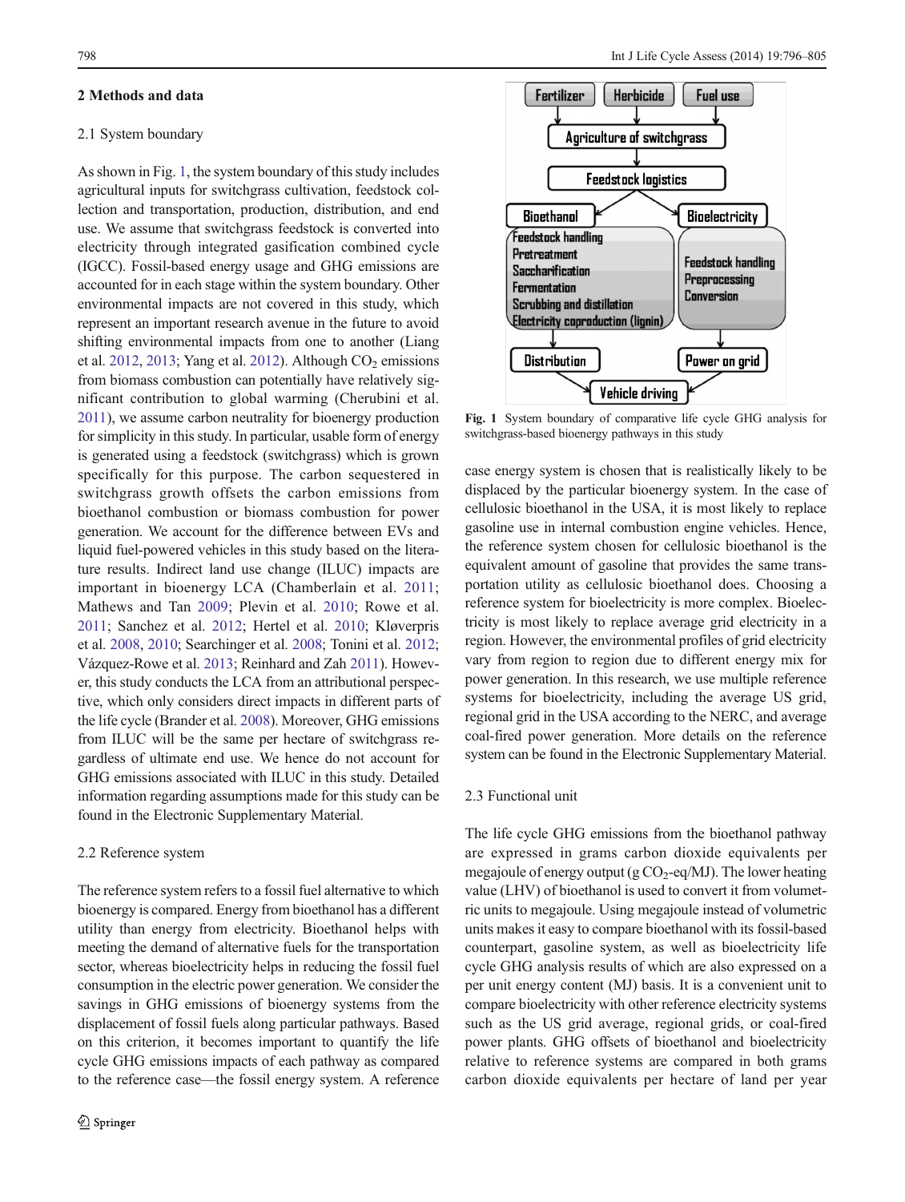## 2 Methods and data

### 2.1 System boundary

As shown in Fig. 1, the system boundary of this study includes agricultural inputs for switchgrass cultivation, feedstock collection and transportation, production, distribution, and end use. We assume that switchgrass feedstock is converted into electricity through integrated gasification combined cycle (IGCC). Fossil-based energy usage and GHG emissions are accounted for in each stage within the system boundary. Other environmental impacts are not covered in this study, which represent an important research avenue in the future to avoid shifting environmental impacts from one to another (Liang et al. 2012, 2013; Yang et al. 2012). Although $CO_2$ emissions from biomass combustion can potentially have relatively significant contribution to global warming (Cherubini et al. 2011), we assume carbon neutrality for bioenergy production for simplicity in this study. In particular, usable form of energy is generated using a feedstock (switchgrass) which is grown specifically for this purpose. The carbon sequestered in switchgrass growth offsets the carbon emissions from bioethanol combustion or biomass combustion for power generation. We account for the difference between EVs and liquid fuel-powered vehicles in this study based on the literature results. Indirect land use change (ILUC) impacts are important in bioenergy LCA (Chamberlain et al. 2011; Mathews and Tan 2009; Plevin et al. 2010; Rowe et al. 2011; Sanchez et al. 2012; Hertel et al. 2010; Kløverpris et al. 2008, 2010; Searchinger et al. 2008; Tonini et al. 2012; Vázquez-Rowe et al. 2013; Reinhard and Zah 2011). However, this study conducts the LCA from an attributional perspective, which only considers direct impacts in different parts of the life cycle (Brander et al. 2008). Moreover, GHG emissions from ILUC will be the same per hectare of switchgrass regardless of ultimate end use. We hence do not account for GHG emissions associated with ILUC in this study. Detailed information regarding assumptions made for this study can be found in the Electronic Supplementary Material.

### 2.2 Reference system

The reference system refers to a fossil fuel alternative to which bioenergy is compared. Energy from bioethanol has a different utility than energy from electricity. Bioethanol helps with meeting the demand of alternative fuels for the transportation sector, whereas bioelectricity helps in reducing the fossil fuel consumption in the electric power generation. We consider the savings in GHG emissions of bioenergy systems from the displacement of fossil fuels along particular pathways. Based on this criterion, it becomes important to quantify the life cycle GHG emissions impacts of each pathway as compared to the reference case—the fossil energy system. A reference case energy system is chosen that is realistically likely to be displaced by the particular bioenergy system. In the case of cellulosic bioethanol in the USA, it is most likely to replace gasoline use in internal combustion engine vehicles. Hence, the reference system chosen for cellulosic bioethanol is the equivalent amount of gasoline that provides the same transportation utility as cellulosic bioethanol does. Choosing a reference system for bioelectricity is more complex. Bioelectricity is most likely to replace average grid electricity in a region. However, the environmental profiles of grid electricity vary from region to region due to different energy mix for power generation. In this research, we use multiple reference systems for bioelectricity, including the average US grid, regional grid in the USA according to the NERC, and average coal-fired power generation. More details on the reference system can be found in the Electronic Supplementary Material.

Fertilizer | Herbicide | Fuel use → Agriculture of switchgrass → Feedstock logistics → Bioethanol (Feedstock handling, Pretreatment, Saccharification, Fermentation, Scrubbing and distillation, Electricity coproduction (lignin)) → Distribution → Vehicle driving; Feedstock logistics → Bioelectricity (Feedstock handling, Preprocessing, Conversion) → Power on grid → Vehicle driving

**Fig. 1** System boundary of comparative life cycle GHG analysis for switchgrass-based bioenergy pathways in this study

### 2.3 Functional unit

The life cycle GHG emissions from the bioethanol pathway are expressed in grams carbon dioxide equivalents per megajoule of energy output (g $CO_2$-eq/MJ). The lower heating value (LHV) of bioethanol is used to convert it from volumetric units to megajoule. Using megajoule instead of volumetric units makes it easy to compare bioethanol with its fossil-based counterpart, gasoline system, as well as bioelectricity life cycle GHG analysis results of which are also expressed on a per unit energy content (MJ) basis. It is a convenient unit to compare bioelectricity with other reference electricity systems such as the US grid average, regional grids, or coal-fired power plants. GHG offsets of bioethanol and bioelectricity relative to reference systems are compared in both grams carbon dioxide equivalents per hectare of land per year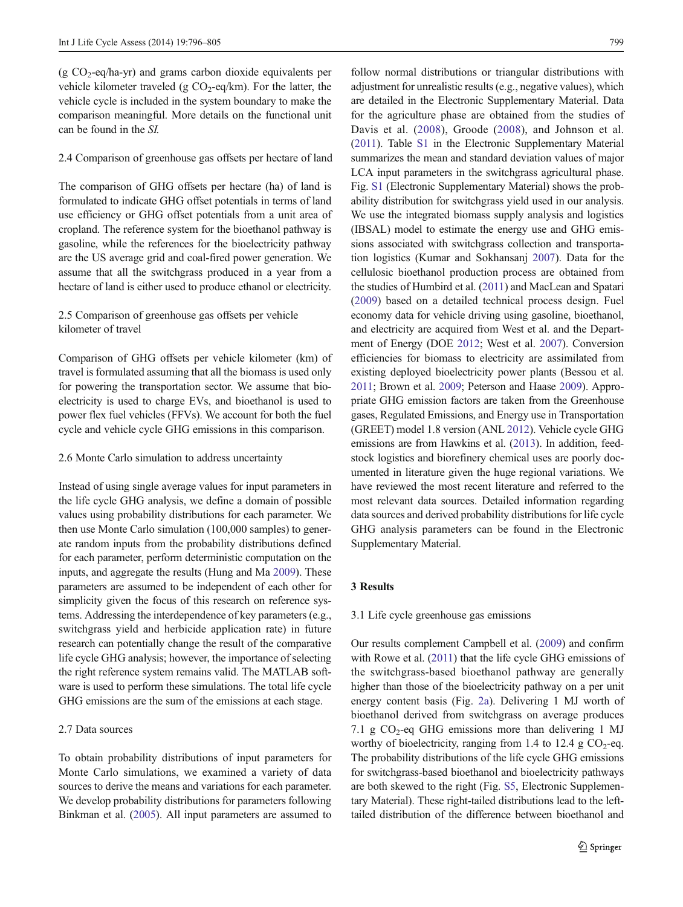(g $CO_2$-eq/ha-yr) and grams carbon dioxide equivalents per vehicle kilometer traveled (g $CO_2$-eq/km). For the latter, the vehicle cycle is included in the system boundary to make the comparison meaningful. More details on the functional unit can be found in the *SI*.

### 2.4 Comparison of greenhouse gas offsets per hectare of land

The comparison of GHG offsets per hectare (ha) of land is formulated to indicate GHG offset potentials in terms of land use efficiency or GHG offset potentials from a unit area of cropland. The reference system for the bioethanol pathway is gasoline, while the references for the bioelectricity pathway are the US average grid and coal-fired power generation. We assume that all the switchgrass produced in a year from a hectare of land is either used to produce ethanol or electricity.

### 2.5 Comparison of greenhouse gas offsets per vehicle kilometer of travel

Comparison of GHG offsets per vehicle kilometer (km) of travel is formulated assuming that all the biomass is used only for powering the transportation sector. We assume that bioelectricity is used to charge EVs, and bioethanol is used to power flex fuel vehicles (FFVs). We account for both the fuel cycle and vehicle cycle GHG emissions in this comparison.

### 2.6 Monte Carlo simulation to address uncertainty

Instead of using single average values for input parameters in the life cycle GHG analysis, we define a domain of possible values using probability distributions for each parameter. We then use Monte Carlo simulation (100,000 samples) to generate random inputs from the probability distributions defined for each parameter, perform deterministic computation on the inputs, and aggregate the results (Hung and Ma 2009). These parameters are assumed to be independent of each other for simplicity given the focus of this research on reference systems. Addressing the interdependence of key parameters (e.g., switchgrass yield and herbicide application rate) in future research can potentially change the result of the comparative life cycle GHG analysis; however, the importance of selecting the right reference system remains valid. The MATLAB software is used to perform these simulations. The total life cycle GHG emissions are the sum of the emissions at each stage.

### 2.7 Data sources

To obtain probability distributions of input parameters for Monte Carlo simulations, we examined a variety of data sources to derive the means and variations for each parameter. We develop probability distributions for parameters following Binkman et al. (2005). All input parameters are assumed to follow normal distributions or triangular distributions with adjustment for unrealistic results (e.g., negative values), which are detailed in the Electronic Supplementary Material. Data for the agriculture phase are obtained from the studies of Davis et al. (2008), Groode (2008), and Johnson et al. (2011). Table S1 in the Electronic Supplementary Material summarizes the mean and standard deviation values of major LCA input parameters in the switchgrass agricultural phase. Fig. S1 (Electronic Supplementary Material) shows the probability distribution for switchgrass yield used in our analysis. We use the integrated biomass supply analysis and logistics (IBSAL) model to estimate the energy use and GHG emissions associated with switchgrass collection and transportation logistics (Kumar and Sokhansanj 2007). Data for the cellulosic bioethanol production process are obtained from the studies of Humbird et al. (2011) and MacLean and Spatari (2009) based on a detailed technical process design. Fuel economy data for vehicle driving using gasoline, bioethanol, and electricity are acquired from West et al. and the Department of Energy (DOE 2012; West et al. 2007). Conversion efficiencies for biomass to electricity are assimilated from existing deployed bioelectricity power plants (Bessou et al. 2011; Brown et al. 2009; Peterson and Haase 2009). Appropriate GHG emission factors are taken from the Greenhouse gases, Regulated Emissions, and Energy use in Transportation (GREET) model 1.8 version (ANL 2012). Vehicle cycle GHG emissions are from Hawkins et al. (2013). In addition, feedstock logistics and biorefinery chemical uses are poorly documented in literature given the huge regional variations. We have reviewed the most recent literature and referred to the most relevant data sources. Detailed information regarding data sources and derived probability distributions for life cycle GHG analysis parameters can be found in the Electronic Supplementary Material.

## 3 Results

### 3.1 Life cycle greenhouse gas emissions

Our results complement Campbell et al. (2009) and confirm with Rowe et al. (2011) that the life cycle GHG emissions of the switchgrass-based bioethanol pathway are generally higher than those of the bioelectricity pathway on a per unit energy content basis (Fig. 2a). Delivering 1 MJ worth of bioethanol derived from switchgrass on average produces 7.1 g $CO_2$-eq GHG emissions more than delivering 1 MJ worthy of bioelectricity, ranging from 1.4 to 12.4 g $CO_2$-eq. The probability distributions of the life cycle GHG emissions for switchgrass-based bioethanol and bioelectricity pathways are both skewed to the right (Fig. S5, Electronic Supplementary Material). These right-tailed distributions lead to the left-tailed distribution of the difference between bioethanol and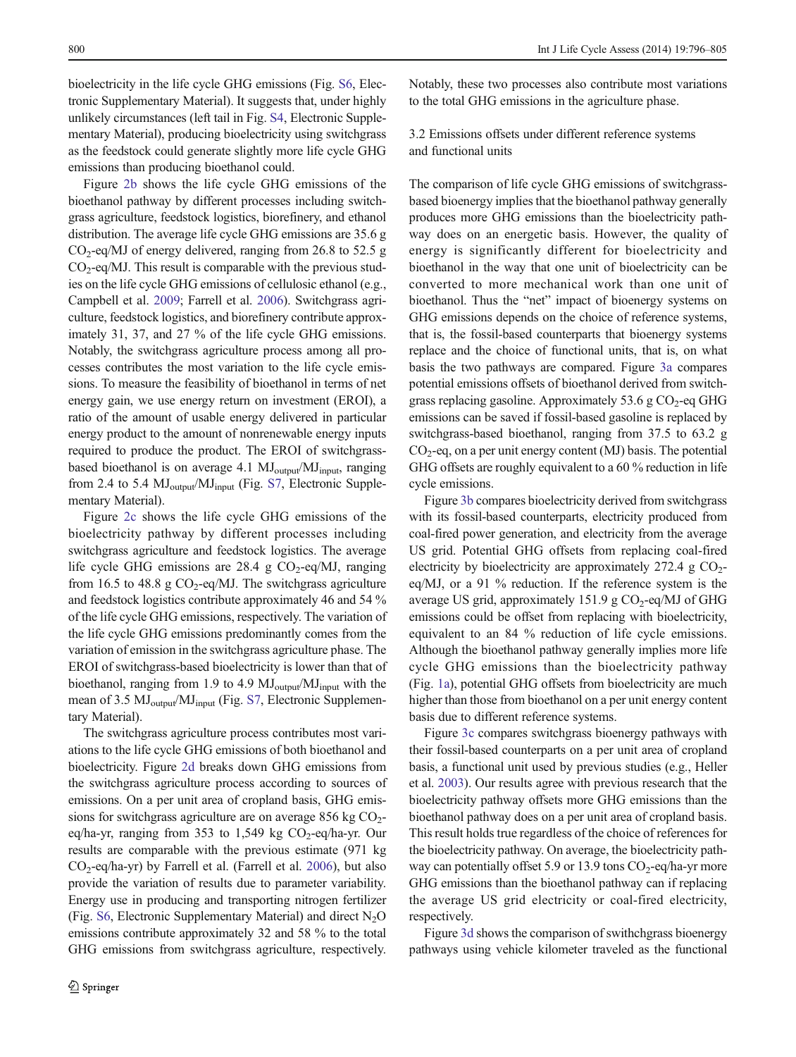bioelectricity in the life cycle GHG emissions (Fig. S6, Electronic Supplementary Material). It suggests that, under highly unlikely circumstances (left tail in Fig. S4, Electronic Supplementary Material), producing bioelectricity using switchgrass as the feedstock could generate slightly more life cycle GHG emissions than producing bioethanol could.

Figure 2b shows the life cycle GHG emissions of the bioethanol pathway by different processes including switchgrass agriculture, feedstock logistics, biorefinery, and ethanol distribution. The average life cycle GHG emissions are 35.6 g $CO_2$-eq/MJ of energy delivered, ranging from 26.8 to 52.5 g $CO_2$-eq/MJ. This result is comparable with the previous studies on the life cycle GHG emissions of cellulosic ethanol (e.g., Campbell et al. 2009; Farrell et al. 2006). Switchgrass agriculture, feedstock logistics, and biorefinery contribute approximately 31, 37, and 27 % of the life cycle GHG emissions. Notably, the switchgrass agriculture process among all processes contributes the most variation to the life cycle emissions. To measure the feasibility of bioethanol in terms of net energy gain, we use energy return on investment (EROI), a ratio of the amount of usable energy delivered in particular energy product to the amount of nonrenewable energy inputs required to produce the product. The EROI of switchgrass-based bioethanol is on average 4.1 $MJ_{output}/MJ_{input}$, ranging from 2.4 to 5.4 $MJ_{output}/MJ_{input}$ (Fig. S7, Electronic Supplementary Material).

Figure 2c shows the life cycle GHG emissions of the bioelectricity pathway by different processes including switchgrass agriculture and feedstock logistics. The average life cycle GHG emissions are 28.4 g $CO_2$-eq/MJ, ranging from 16.5 to 48.8 g $CO_2$-eq/MJ. The switchgrass agriculture and feedstock logistics contribute approximately 46 and 54 % of the life cycle GHG emissions, respectively. The variation of the life cycle GHG emissions predominantly comes from the variation of emission in the switchgrass agriculture phase. The EROI of switchgrass-based bioelectricity is lower than that of bioethanol, ranging from 1.9 to 4.9 $MJ_{output}/MJ_{input}$ with the mean of 3.5 $MJ_{output}/MJ_{input}$ (Fig. S7, Electronic Supplementary Material).

The switchgrass agriculture process contributes most variations to the life cycle GHG emissions of both bioethanol and bioelectricity. Figure 2d breaks down GHG emissions from the switchgrass agriculture process according to sources of emissions. On a per unit area of cropland basis, GHG emissions for switchgrass agriculture are on average 856 kg $CO_2$-eq/ha-yr, ranging from 353 to 1,549 kg $CO_2$-eq/ha-yr. Our results are comparable with the previous estimate (971 kg $CO_2$-eq/ha-yr) by Farrell et al. (Farrell et al. 2006), but also provide the variation of results due to parameter variability. Energy use in producing and transporting nitrogen fertilizer (Fig. S6, Electronic Supplementary Material) and direct $N_2O$ emissions contribute approximately 32 and 58 % to the total GHG emissions from switchgrass agriculture, respectively. Notably, these two processes also contribute most variations to the total GHG emissions in the agriculture phase.

### 3.2 Emissions offsets under different reference systems and functional units

The comparison of life cycle GHG emissions of switchgrass-based bioenergy implies that the bioethanol pathway generally produces more GHG emissions than the bioelectricity pathway does on an energetic basis. However, the quality of energy is significantly different for bioelectricity and bioethanol in the way that one unit of bioelectricity can be converted to more mechanical work than one unit of bioethanol. Thus the "net" impact of bioenergy systems on GHG emissions depends on the choice of reference systems, that is, the fossil-based counterparts that bioenergy systems replace and the choice of functional units, that is, on what basis the two pathways are compared. Figure 3a compares potential emissions offsets of bioethanol derived from switchgrass replacing gasoline. Approximately 53.6 g $CO_2$-eq GHG emissions can be saved if fossil-based gasoline is replaced by switchgrass-based bioethanol, ranging from 37.5 to 63.2 g $CO_2$-eq, on a per unit energy content (MJ) basis. The potential GHG offsets are roughly equivalent to a 60 % reduction in life cycle emissions.

Figure 3b compares bioelectricity derived from switchgrass with its fossil-based counterparts, electricity produced from coal-fired power generation, and electricity from the average US grid. Potential GHG offsets from replacing coal-fired electricity by bioelectricity are approximately 272.4 g $CO_2$-eq/MJ, or a 91 % reduction. If the reference system is the average US grid, approximately 151.9 g $CO_2$-eq/MJ of GHG emissions could be offset from replacing with bioelectricity, equivalent to an 84 % reduction of life cycle emissions. Although the bioethanol pathway generally implies more life cycle GHG emissions than the bioelectricity pathway (Fig. 1a), potential GHG offsets from bioelectricity are much higher than those from bioethanol on a per unit energy content basis due to different reference systems.

Figure 3c compares switchgrass bioenergy pathways with their fossil-based counterparts on a per unit area of cropland basis, a functional unit used by previous studies (e.g., Heller et al. 2003). Our results agree with previous research that the bioelectricity pathway offsets more GHG emissions than the bioethanol pathway does on a per unit area of cropland basis. This result holds true regardless of the choice of references for the bioelectricity pathway. On average, the bioelectricity pathway can potentially offset 5.9 or 13.9 tons $CO_2$-eq/ha-yr more GHG emissions than the bioethanol pathway can if replacing the average US grid electricity or coal-fired electricity, respectively.

Figure 3d shows the comparison of swithchgrass bioenergy pathways using vehicle kilometer traveled as the functional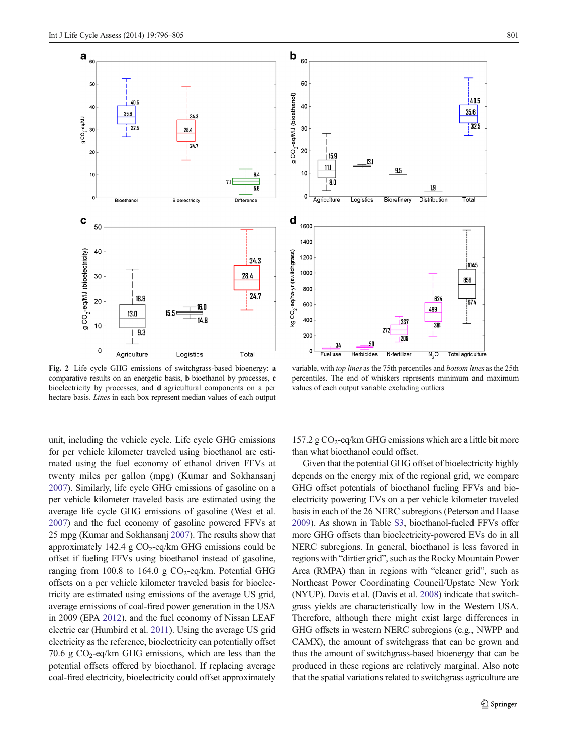Fig. 2 Life cycle GHG emissions of switchgrass-based bioenergy: **a** comparative results on an energetic basis, **b** bioethanol by processes, **c** bioelectricity by processes, and **d** agricultural components on a per hectare basis. *Lines* in each box represent median values of each output variable, with *top lines* as the 75th percentiles and *bottom lines* as the 25th percentiles. The end of whiskers represents minimum and maximum values of each output variable excluding outliers

unit, including the vehicle cycle. Life cycle GHG emissions for per vehicle kilometer traveled using bioethanol are estimated using the fuel economy of ethanol driven FFVs at twenty miles per gallon (mpg) (Kumar and Sokhansanj 2007). Similarly, life cycle GHG emissions of gasoline on a per vehicle kilometer traveled basis are estimated using the average life cycle GHG emissions of gasoline (West et al. 2007) and the fuel economy of gasoline powered FFVs at 25 mpg (Kumar and Sokhansanj 2007). The results show that approximately 142.4 g $CO_2$-eq/km GHG emissions could be offset if fueling FFVs using bioethanol instead of gasoline, ranging from 100.8 to 164.0 g $CO_2$-eq/km. Potential GHG offsets on a per vehicle kilometer traveled basis for bioelectricity are estimated using emissions of the average US grid, average emissions of coal-fired power generation in the USA in 2009 (EPA 2012), and the fuel economy of Nissan LEAF electric car (Humbird et al. 2011). Using the average US grid electricity as the reference, bioelectricity can potentially offset 70.6 g $CO_2$-eq/km GHG emissions, which are less than the potential offsets offered by bioethanol. If replacing average coal-fired electricity, bioelectricity could offset approximately 157.2 g $CO_2$-eq/km GHG emissions which are a little bit more than what bioethanol could offset.

Given that the potential GHG offset of bioelectricity highly depends on the energy mix of the regional grid, we compare GHG offset potentials of bioethanol fueling FFVs and bioelectricity powering EVs on a per vehicle kilometer traveled basis in each of the 26 NERC subregions (Peterson and Haase 2009). As shown in Table S3, bioethanol-fueled FFVs offer more GHG offsets than bioelectricity-powered EVs do in all NERC subregions. In general, bioethanol is less favored in regions with "dirtier grid", such as the Rocky Mountain Power Area (RMPA) than in regions with "cleaner grid", such as Northeast Power Coordinating Council/Upstate New York (NYUP). Davis et al. (Davis et al. 2008) indicate that switchgrass yields are characteristically low in the Western USA. Therefore, although there might exist large differences in GHG offsets in western NERC subregions (e.g., NWPP and CAMX), the amount of switchgrass that can be grown and thus the amount of switchgrass-based bioenergy that can be produced in these regions are relatively marginal. Also note that the spatial variations related to switchgrass agriculture are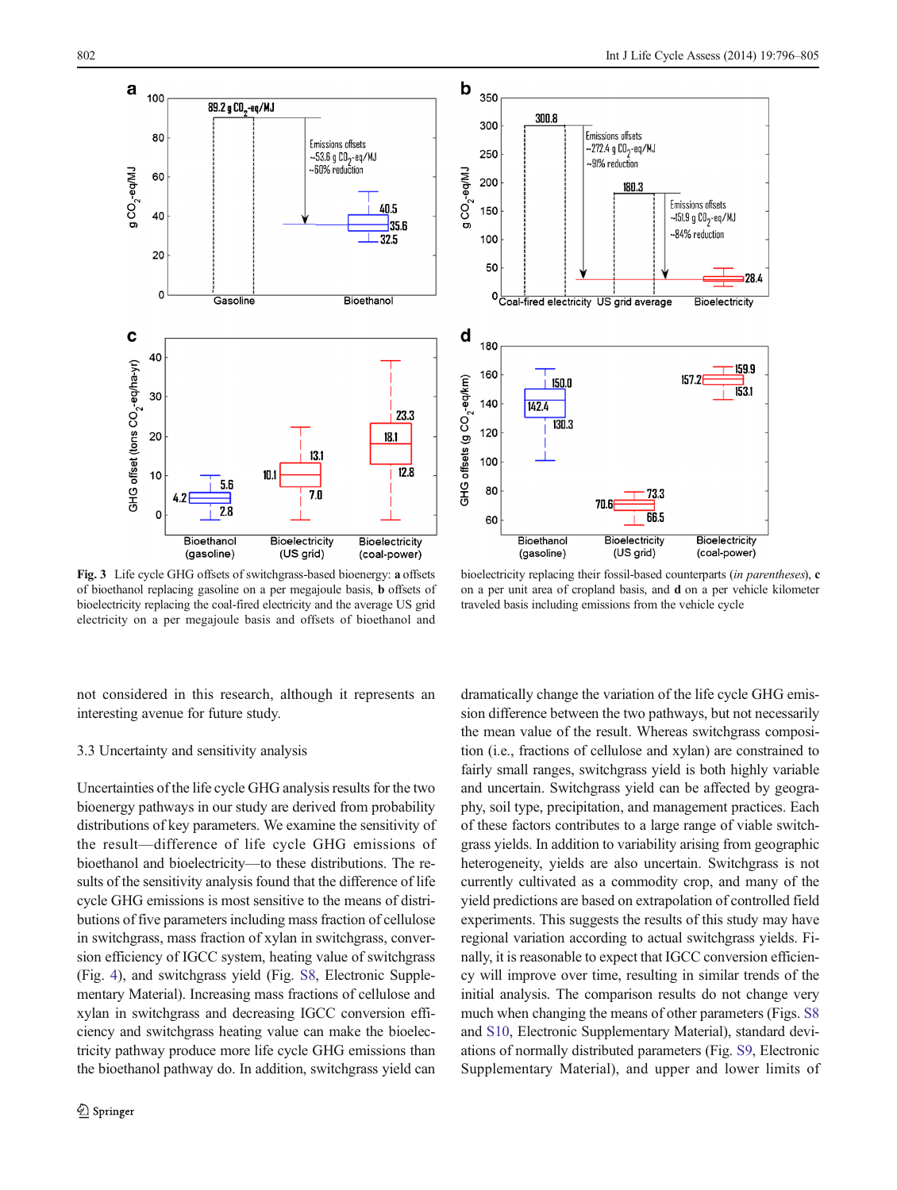**Fig. 3** Life cycle GHG offsets of switchgrass-based bioenergy: **a** offsets of bioethanol replacing gasoline on a per megajoule basis, **b** offsets of bioelectricity replacing the coal-fired electricity and the average US grid electricity on a per megajoule basis and offsets of bioethanol and bioelectricity replacing their fossil-based counterparts (*in parentheses*), **c** on a per unit area of cropland basis, and **d** on a per vehicle kilometer traveled basis including emissions from the vehicle cycle

not considered in this research, although it represents an interesting avenue for future study.

### 3.3 Uncertainty and sensitivity analysis

Uncertainties of the life cycle GHG analysis results for the two bioenergy pathways in our study are derived from probability distributions of key parameters. We examine the sensitivity of the result—difference of life cycle GHG emissions of bioethanol and bioelectricity—to these distributions. The results of the sensitivity analysis found that the difference of life cycle GHG emissions is most sensitive to the means of distributions of five parameters including mass fraction of cellulose in switchgrass, mass fraction of xylan in switchgrass, conversion efficiency of IGCC system, heating value of switchgrass (Fig. 4), and switchgrass yield (Fig. S8, Electronic Supplementary Material). Increasing mass fractions of cellulose and xylan in switchgrass and decreasing IGCC conversion efficiency and switchgrass heating value can make the bioelectricity pathway produce more life cycle GHG emissions than the bioethanol pathway do. In addition, switchgrass yield can dramatically change the variation of the life cycle GHG emission difference between the two pathways, but not necessarily the mean value of the result. Whereas switchgrass composition (i.e., fractions of cellulose and xylan) are constrained to fairly small ranges, switchgrass yield is both highly variable and uncertain. Switchgrass yield can be affected by geography, soil type, precipitation, and management practices. Each of these factors contributes to a large range of viable switchgrass yields. In addition to variability arising from geographic heterogeneity, yields are also uncertain. Switchgrass is not currently cultivated as a commodity crop, and many of the yield predictions are based on extrapolation of controlled field experiments. This suggests the results of this study may have regional variation according to actual switchgrass yields. Finally, it is reasonable to expect that IGCC conversion efficiency will improve over time, resulting in similar trends of the initial analysis. The comparison results do not change very much when changing the means of other parameters (Figs. S8 and S10, Electronic Supplementary Material), standard deviations of normally distributed parameters (Fig. S9, Electronic Supplementary Material), and upper and lower limits of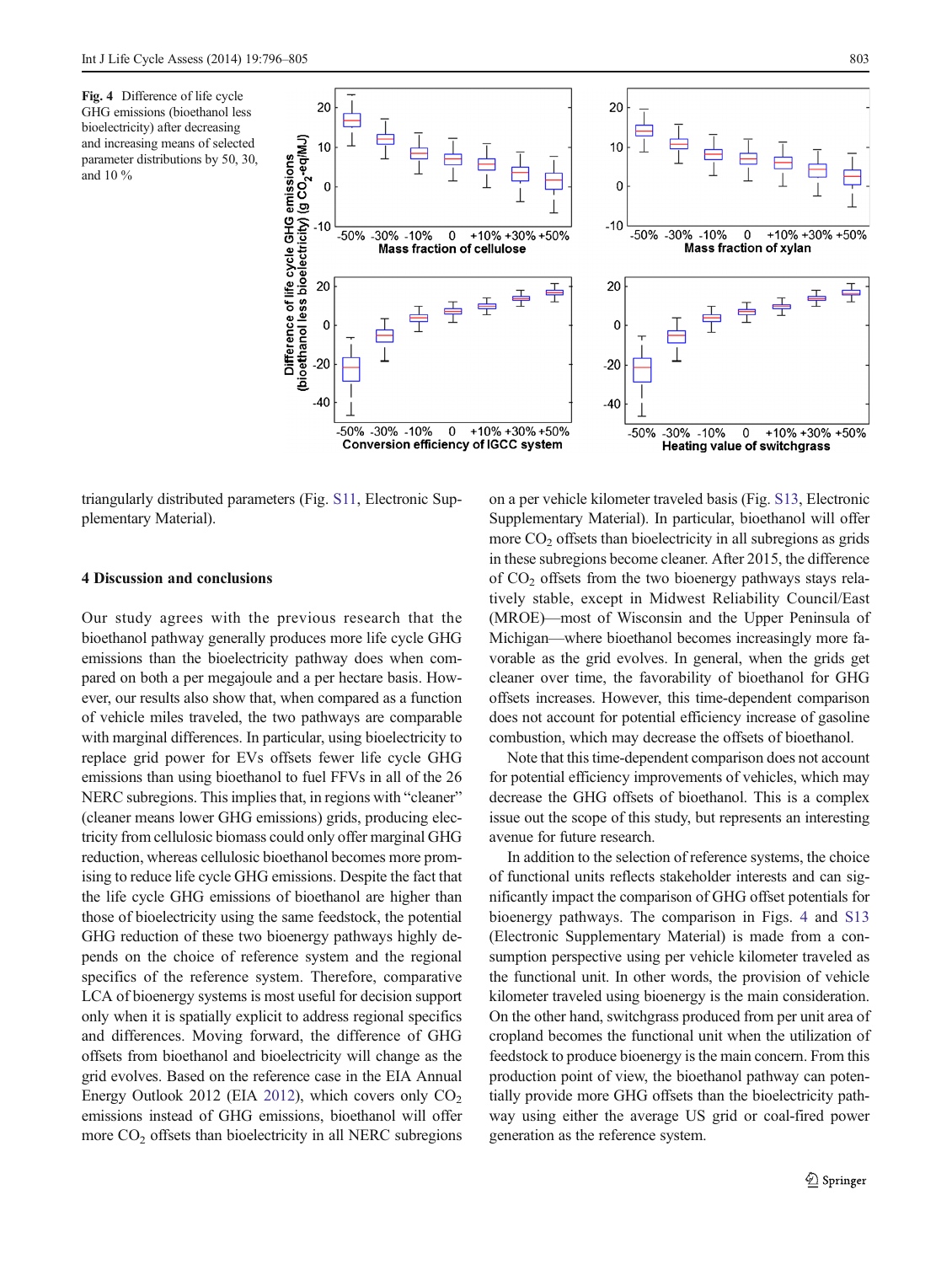**Fig. 4** Difference of life cycle GHG emissions (bioethanol less bioelectricity) after decreasing and increasing means of selected parameter distributions by 50, 30, and 10 %

triangularly distributed parameters (Fig. S11, Electronic Supplementary Material).

## 4 Discussion and conclusions

Our study agrees with the previous research that the bioethanol pathway generally produces more life cycle GHG emissions than the bioelectricity pathway does when compared on both a per megajoule and a per hectare basis. However, our results also show that, when compared as a function of vehicle miles traveled, the two pathways are comparable with marginal differences. In particular, using bioelectricity to replace grid power for EVs offsets fewer life cycle GHG emissions than using bioethanol to fuel FFVs in all of the 26 NERC subregions. This implies that, in regions with "cleaner" (cleaner means lower GHG emissions) grids, producing electricity from cellulosic biomass could only offer marginal GHG reduction, whereas cellulosic bioethanol becomes more promising to reduce life cycle GHG emissions. Despite the fact that the life cycle GHG emissions of bioethanol are higher than those of bioelectricity using the same feedstock, the potential GHG reduction of these two bioenergy pathways highly depends on the choice of reference system and the regional specifics of the reference system. Therefore, comparative LCA of bioenergy systems is most useful for decision support only when it is spatially explicit to address regional specifics and differences. Moving forward, the difference of GHG offsets from bioethanol and bioelectricity will change as the grid evolves. Based on the reference case in the EIA Annual Energy Outlook 2012 (EIA 2012), which covers only $CO_2$ emissions instead of GHG emissions, bioethanol will offer more $CO_2$ offsets than bioelectricity in all NERC subregions on a per vehicle kilometer traveled basis (Fig. S13, Electronic Supplementary Material). In particular, bioethanol will offer more $CO_2$ offsets than bioelectricity in all subregions as grids in these subregions become cleaner. After 2015, the difference of $CO_2$ offsets from the two bioenergy pathways stays relatively stable, except in Midwest Reliability Council/East (MROE)—most of Wisconsin and the Upper Peninsula of Michigan—where bioethanol becomes increasingly more favorable as the grid evolves. In general, when the grids get cleaner over time, the favorability of bioethanol for GHG offsets increases. However, this time-dependent comparison does not account for potential efficiency increase of gasoline combustion, which may decrease the offsets of bioethanol.

Note that this time-dependent comparison does not account for potential efficiency improvements of vehicles, which may decrease the GHG offsets of bioethanol. This is a complex issue out the scope of this study, but represents an interesting avenue for future research.

In addition to the selection of reference systems, the choice of functional units reflects stakeholder interests and can significantly impact the comparison of GHG offset potentials for bioenergy pathways. The comparison in Figs. 4 and S13 (Electronic Supplementary Material) is made from a consumption perspective using per vehicle kilometer traveled as the functional unit. In other words, the provision of vehicle kilometer traveled using bioenergy is the main consideration. On the other hand, switchgrass produced from per unit area of cropland becomes the functional unit when the utilization of feedstock to produce bioenergy is the main concern. From this production point of view, the bioethanol pathway can potentially provide more GHG offsets than the bioelectricity pathway using either the average US grid or coal-fired power generation as the reference system.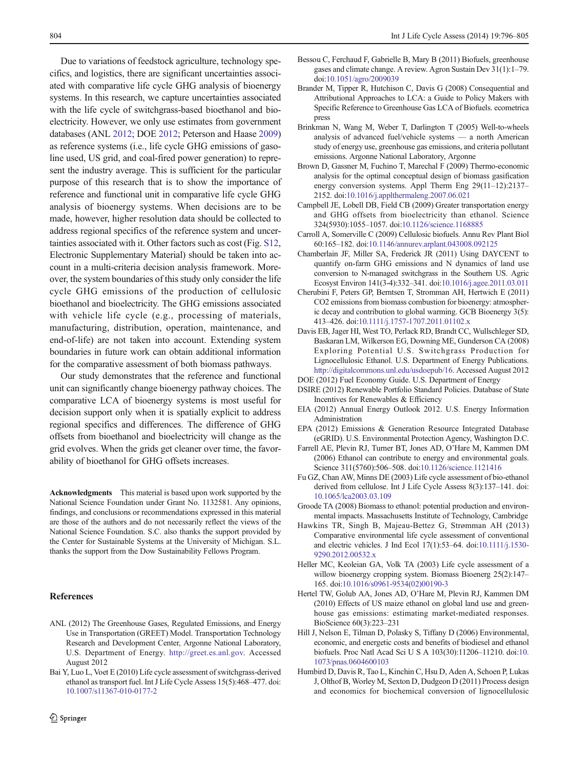Due to variations of feedstock agriculture, technology specifics, and logistics, there are significant uncertainties associated with comparative life cycle GHG analysis of bioenergy systems. In this research, we capture uncertainties associated with the life cycle of switchgrass-based bioethanol and bioelectricity. However, we only use estimates from government databases (ANL 2012; DOE 2012; Peterson and Haase 2009) as reference systems (i.e., life cycle GHG emissions of gasoline used, US grid, and coal-fired power generation) to represent the industry average. This is sufficient for the particular purpose of this research that is to show the importance of reference and functional unit in comparative life cycle GHG analysis of bioenergy systems. When decisions are to be made, however, higher resolution data should be collected to address regional specifics of the reference system and uncertainties associated with it. Other factors such as cost (Fig. S12, Electronic Supplementary Material) should be taken into account in a multi-criteria decision analysis framework. Moreover, the system boundaries of this study only consider the life cycle GHG emissions of the production of cellulosic bioethanol and bioelectricity. The GHG emissions associated with vehicle life cycle (e.g., processing of materials, manufacturing, distribution, operation, maintenance, and end-of-life) are not taken into account. Extending system boundaries in future work can obtain additional information for the comparative assessment of both biomass pathways.

Our study demonstrates that the reference and functional unit can significantly change bioenergy pathway choices. The comparative LCA of bioenergy systems is most useful for decision support only when it is spatially explicit to address regional specifics and differences. The difference of GHG offsets from bioethanol and bioelectricity will change as the grid evolves. When the grids get cleaner over time, the favorability of bioethanol for GHG offsets increases.

**Acknowledgments** This material is based upon work supported by the National Science Foundation under Grant No. 1132581. Any opinions, findings, and conclusions or recommendations expressed in this material are those of the authors and do not necessarily reflect the views of the National Science Foundation. S.C. also thanks the support provided by the Center for Sustainable Systems at the University of Michigan. S.L. thanks the support from the Dow Sustainability Fellows Program.

## References

ANL (2012) The Greenhouse Gases, Regulated Emissions, and Energy Use in Transportation (GREET) Model. Transportation Technology Research and Development Center, Argonne National Laboratory, U.S. Department of Energy. http://greet.es.anl.gov. Accessed August 2012

Bai Y, Luo L, Voet E (2010) Life cycle assessment of switchgrass-derived ethanol as transport fuel. Int J Life Cycle Assess 15(5):468–477. doi:10.1007/s11367-010-0177-2

Bessou C, Ferchaud F, Gabrielle B, Mary B (2011) Biofuels, greenhouse gases and climate change. A review. Agron Sustain Dev 31(1):1–79. doi:10.1051/agro/2009039

Brander M, Tipper R, Hutchison C, Davis G (2008) Consequential and Attributional Approaches to LCA: a Guide to Policy Makers with Specific Reference to Greenhouse Gas LCA of Biofuels. ecometrica press

Brinkman N, Wang M, Weber T, Darlington T (2005) Well-to-wheels analysis of advanced fuel/vehicle systems — a north American study of energy use, greenhouse gas emissions, and criteria pollutant emissions. Argonne National Laboratory, Argonne

Brown D, Gassner M, Fuchino T, Marechal F (2009) Thermo-economic analysis for the optimal conceptual design of biomass gasification energy conversion systems. Appl Therm Eng 29(11–12):2137–2152. doi:10.1016/j.applthermaleng.2007.06.021

Campbell JE, Lobell DB, Field CB (2009) Greater transportation energy and GHG offsets from bioelectricity than ethanol. Science 324(5930):1055–1057. doi:10.1126/science.1168885

Carroll A, Somerville C (2009) Cellulosic biofuels. Annu Rev Plant Biol 60:165–182. doi:10.1146/annurev.arplant.043008.092125

Chamberlain JF, Miller SA, Frederick JR (2011) Using DAYCENT to quantify on-farm GHG emissions and N dynamics of land use conversion to N-managed switchgrass in the Southern US. Agric Ecosyst Environ 141(3-4):332–341. doi:10.1016/j.agee.2011.03.011

Cherubini F, Peters GP, Berntsen T, Stromman AH, Hertwich E (2011) CO2 emissions from biomass combustion for bioenergy: atmospheric decay and contribution to global warming. GCB Bioenergy 3(5):413–426. doi:10.1111/j.1757-1707.2011.01102.x

Davis EB, Jager HI, West TO, Perlack RD, Brandt CC, Wullschleger SD, Baskaran LM, Wilkerson EG, Downing ME, Gunderson CA (2008) Exploring Potential U.S. Switchgrass Production for Lignocellulosic Ethanol. U.S. Department of Energy Publications. http://digitalcommons.unl.edu/usdoepub/16. Accessed August 2012

DOE (2012) Fuel Economy Guide. U.S. Department of Energy

DSIRE (2012) Renewable Portfolio Standard Policies. Database of State Incentives for Renewables & Efficiency

EIA (2012) Annual Energy Outlook 2012. U.S. Energy Information Administration

EPA (2012) Emissions & Generation Resource Integrated Database (eGRID). U.S. Environmental Protection Agency, Washington D.C.

Farrell AE, Plevin RJ, Turner BT, Jones AD, O'Hare M, Kammen DM (2006) Ethanol can contribute to energy and environmental goals. Science 311(5760):506–508. doi:10.1126/science.1121416

Fu GZ, Chan AW, Minns DE (2003) Life cycle assessment of bio-ethanol derived from cellulose. Int J Life Cycle Assess 8(3):137–141. doi:10.1065/lca2003.03.109

Groode TA (2008) Biomass to ethanol: potential production and environmental impacts. Massachusetts Institute of Technology, Cambridge

Hawkins TR, Singh B, Majeau-Bettez G, Strømman AH (2013) Comparative environmental life cycle assessment of conventional and electric vehicles. J Ind Ecol 17(1):53–64. doi:10.1111/j.1530-9290.2012.00532.x

Heller MC, Keoleian GA, Volk TA (2003) Life cycle assessment of a willow bioenergy cropping system. Biomass Bioenerg 25(2):147–165. doi:10.1016/s0961-9534(02)00190-3

Hertel TW, Golub AA, Jones AD, O'Hare M, Plevin RJ, Kammen DM (2010) Effects of US maize ethanol on global land use and greenhouse gas emissions: estimating market-mediated responses. BioScience 60(3):223–231

Hill J, Nelson E, Tilman D, Polasky S, Tiffany D (2006) Environmental, economic, and energetic costs and benefits of biodiesel and ethanol biofuels. Proc Natl Acad Sci U S A 103(30):11206–11210. doi:10.1073/pnas.0604600103

Humbird D, Davis R, Tao L, Kinchin C, Hsu D, Aden A, Schoen P, Lukas J, Olthof B, Worley M, Sexton D, Dudgeon D (2011) Process design and economics for biochemical conversion of lignocellulosic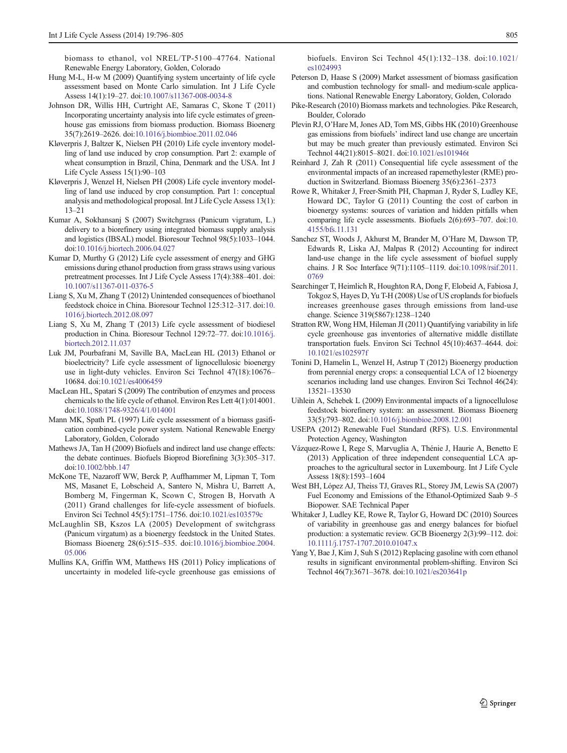biomass to ethanol, vol NREL/TP-5100–47764. National Renewable Energy Laboratory, Golden, Colorado

Hung M-L, H-w M (2009) Quantifying system uncertainty of life cycle assessment based on Monte Carlo simulation. Int J Life Cycle Assess 14(1):19–27. doi:10.1007/s11367-008-0034-8

Johnson DR, Willis HH, Curtright AE, Samaras C, Skone T (2011) Incorporating uncertainty analysis into life cycle estimates of greenhouse gas emissions from biomass production. Biomass Bioenerg 35(7):2619–2626. doi:10.1016/j.biombioe.2011.02.046

Kløverpris J, Baltzer K, Nielsen PH (2010) Life cycle inventory modelling of land use induced by crop consumption. Part 2: example of wheat consumption in Brazil, China, Denmark and the USA. Int J Life Cycle Assess 15(1):90–103

Kløverpris J, Wenzel H, Nielsen PH (2008) Life cycle inventory modelling of land use induced by crop consumption. Part 1: conceptual analysis and methodological proposal. Int J Life Cycle Assess 13(1): 13–21

Kumar A, Sokhansanj S (2007) Switchgrass (Panicum vigratum, L.) delivery to a biorefinery using integrated biomass supply analysis and logistics (IBSAL) model. Bioresour Technol 98(5):1033–1044. doi:10.1016/j.biortech.2006.04.027

Kumar D, Murthy G (2012) Life cycle assessment of energy and GHG emissions during ethanol production from grass straws using various pretreatment processes. Int J Life Cycle Assess 17(4):388–401. doi: 10.1007/s11367-011-0376-5

Liang S, Xu M, Zhang T (2012) Unintended consequences of bioethanol feedstock choice in China. Bioresour Technol 125:312–317. doi:10.1016/j.biortech.2012.08.097

Liang S, Xu M, Zhang T (2013) Life cycle assessment of biodiesel production in China. Bioresour Technol 129:72–77. doi:10.1016/j.biortech.2012.11.037

Luk JM, Pourbafrani M, Saville BA, MacLean HL (2013) Ethanol or bioelectricity? Life cycle assessment of lignocellulosic bioenergy use in light-duty vehicles. Environ Sci Technol 47(18):10676–10684. doi:10.1021/es4006459

MacLean HL, Spatari S (2009) The contribution of enzymes and process chemicals to the life cycle of ethanol. Environ Res Lett 4(1):014001. doi:10.1088/1748-9326/4/1/014001

Mann MK, Spath PL (1997) Life cycle assessment of a biomass gasification combined-cycle power system. National Renewable Energy Laboratory, Golden, Colorado

Mathews JA, Tan H (2009) Biofuels and indirect land use change effects: the debate continues. Biofuels Bioprod Biorefining 3(3):305–317. doi:10.1002/bbb.147

McKone TE, Nazaroff WW, Berck P, Auffhammer M, Lipman T, Torn MS, Masanet E, Lobscheid A, Santero N, Mishra U, Barrett A, Bomberg M, Fingerman K, Scown C, Strogen B, Horvath A (2011) Grand challenges for life-cycle assessment of biofuels. Environ Sci Technol 45(5):1751–1756. doi:10.1021/es103579c

McLaughlin SB, Kszos LA (2005) Development of switchgrass (Panicum virgatum) as a bioenergy feedstock in the United States. Biomass Bioenerg 28(6):515–535. doi:10.1016/j.biombioe.2004.05.006

Mullins KA, Griffin WM, Matthews HS (2011) Policy implications of uncertainty in modeled life-cycle greenhouse gas emissions of biofuels. Environ Sci Technol 45(1):132–138. doi:10.1021/es1024993

Peterson D, Haase S (2009) Market assessment of biomass gasification and combustion technology for small- and medium-scale applications. National Renewable Energy Laboratory, Golden, Colorado

Pike-Research (2010) Biomass markets and technologies. Pike Research, Boulder, Colorado

Plevin RJ, O'Hare M, Jones AD, Torn MS, Gibbs HK (2010) Greenhouse gas emissions from biofuels' indirect land use change are uncertain but may be much greater than previously estimated. Environ Sci Technol 44(21):8015–8021. doi:10.1021/es101946t

Reinhard J, Zah R (2011) Consequential life cycle assessment of the environmental impacts of an increased rapemethylester (RME) production in Switzerland. Biomass Bioenerg 35(6):2361–2373

Rowe R, Whitaker J, Freer-Smith PH, Chapman J, Ryder S, Ludley KE, Howard DC, Taylor G (2011) Counting the cost of carbon in bioenergy systems: sources of variation and hidden pitfalls when comparing life cycle assessments. Biofuels 2(6):693–707. doi:10.4155/bfs.11.131

Sanchez ST, Woods J, Akhurst M, Brander M, O'Hare M, Dawson TP, Edwards R, Liska AJ, Malpas R (2012) Accounting for indirect land-use change in the life cycle assessment of biofuel supply chains. J R Soc Interface 9(71):1105–1119. doi:10.1098/rsif.2011.0769

Searchinger T, Heimlich R, Houghton RA, Dong F, Elobeid A, Fabiosa J, Tokgoz S, Hayes D, Yu T-H (2008) Use of US croplands for biofuels increases greenhouse gases through emissions from land-use change. Science 319(5867):1238–1240

Stratton RW, Wong HM, Hileman JI (2011) Quantifying variability in life cycle greenhouse gas inventories of alternative middle distillate transportation fuels. Environ Sci Technol 45(10):4637–4644. doi:10.1021/es102597f

Tonini D, Hamelin L, Wenzel H, Astrup T (2012) Bioenergy production from perennial energy crops: a consequential LCA of 12 bioenergy scenarios including land use changes. Environ Sci Technol 46(24): 13521–13530

Uihlein A, Schebek L (2009) Environmental impacts of a lignocellulose feedstock biorefinery system: an assessment. Biomass Bioenerg 33(5):793–802. doi:10.1016/j.biombioe.2008.12.001

USEPA (2012) Renewable Fuel Standard (RFS). U.S. Environmental Protection Agency, Washington

Vázquez-Rowe I, Rege S, Marvuglia A, Thénie J, Haurie A, Benetto E (2013) Application of three independent consequential LCA approaches to the agricultural sector in Luxembourg. Int J Life Cycle Assess 18(8):1593–1604

West BH, López AJ, Theiss TJ, Graves RL, Storey JM, Lewis SA (2007) Fuel Economy and Emissions of the Ethanol-Optimized Saab 9–5 Biopower. SAE Technical Paper

Whitaker J, Ludley KE, Rowe R, Taylor G, Howard DC (2010) Sources of variability in greenhouse gas and energy balances for biofuel production: a systematic review. GCB Bioenergy 2(3):99–112. doi:10.1111/j.1757-1707.2010.01047.x

Yang Y, Bae J, Kim J, Suh S (2012) Replacing gasoline with corn ethanol results in significant environmental problem-shifting. Environ Sci Technol 46(7):3671–3678. doi:10.1021/es203641p